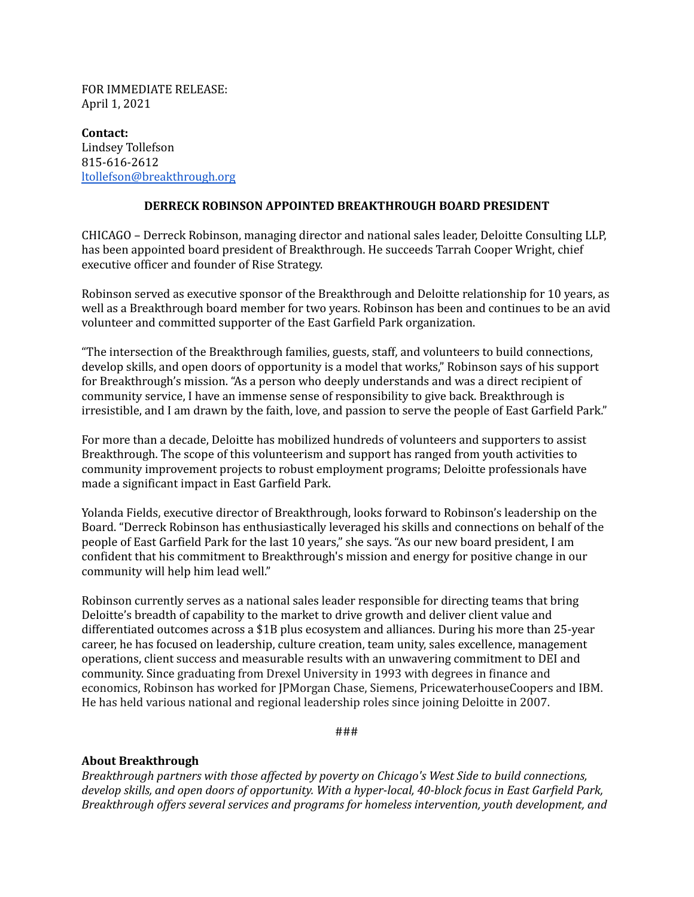FOR IMMEDIATE RELEASE:
April 1, 2021

**Contact:**
Lindsey Tollefson
815-616-2612
[ltollefson@breakthrough.org](mailto:ltollefson@breakthrough.org)

**DERRECK ROBINSON APPOINTED BREAKTHROUGH BOARD PRESIDENT**

CHICAGO – Derreck Robinson, managing director and national sales leader, Deloitte Consulting LLP, has been appointed board president of Breakthrough. He succeeds Tarrah Cooper Wright, chief executive officer and founder of Rise Strategy.

Robinson served as executive sponsor of the Breakthrough and Deloitte relationship for 10 years, as well as a Breakthrough board member for two years. Robinson has been and continues to be an avid volunteer and committed supporter of the East Garfield Park organization.

"The intersection of the Breakthrough families, guests, staff, and volunteers to build connections, develop skills, and open doors of opportunity is a model that works," Robinson says of his support for Breakthrough's mission. "As a person who deeply understands and was a direct recipient of community service, I have an immense sense of responsibility to give back. Breakthrough is irresistible, and I am drawn by the faith, love, and passion to serve the people of East Garfield Park."

For more than a decade, Deloitte has mobilized hundreds of volunteers and supporters to assist Breakthrough. The scope of this volunteerism and support has ranged from youth activities to community improvement projects to robust employment programs; Deloitte professionals have made a significant impact in East Garfield Park.

Yolanda Fields, executive director of Breakthrough, looks forward to Robinson's leadership on the Board. "Derreck Robinson has enthusiastically leveraged his skills and connections on behalf of the people of East Garfield Park for the last 10 years," she says. "As our new board president, I am confident that his commitment to Breakthrough's mission and energy for positive change in our community will help him lead well."

Robinson currently serves as a national sales leader responsible for directing teams that bring Deloitte's breadth of capability to the market to drive growth and deliver client value and differentiated outcomes across a $1B plus ecosystem and alliances. During his more than 25-year career, he has focused on leadership, culture creation, team unity, sales excellence, management operations, client success and measurable results with an unwavering commitment to DEI and community. Since graduating from Drexel University in 1993 with degrees in finance and economics, Robinson has worked for JPMorgan Chase, Siemens, PricewaterhouseCoopers and IBM. He has held various national and regional leadership roles since joining Deloitte in 2007.

###

**About Breakthrough**

*Breakthrough partners with those affected by poverty on Chicago's West Side to build connections, develop skills, and open doors of opportunity. With a hyper-local, 40-block focus in East Garfield Park, Breakthrough offers several services and programs for homeless intervention, youth development, and*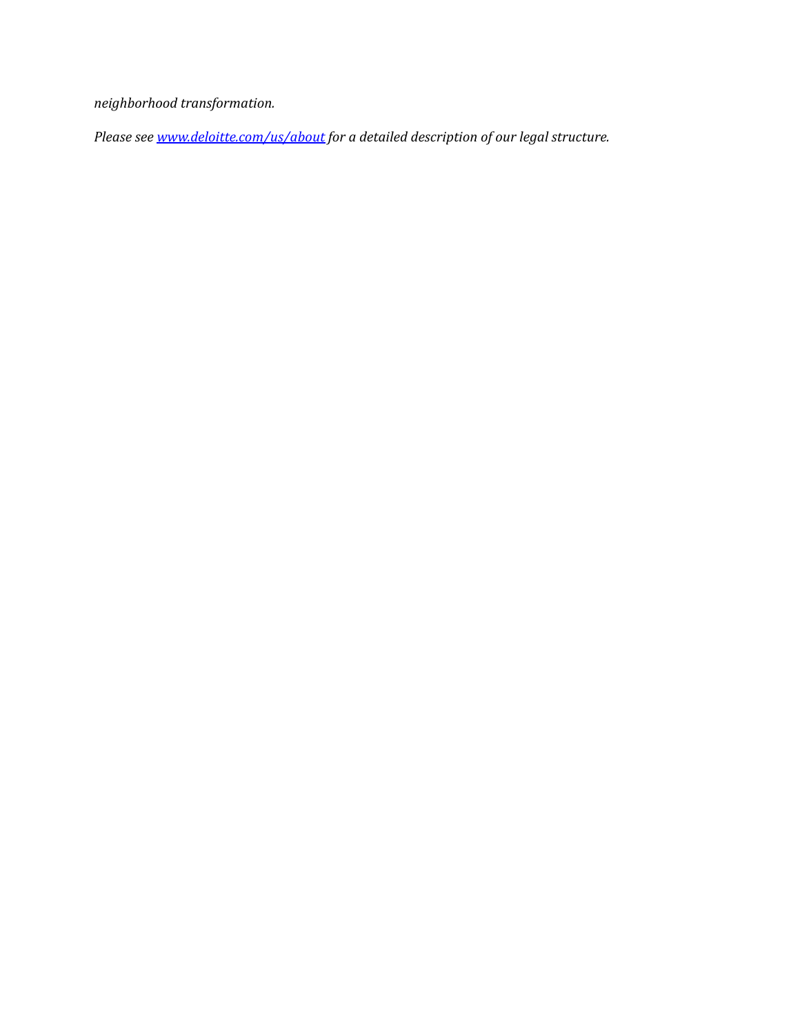*neighborhood transformation.*

*Please see [www.deloitte.com/us/about](http://www.deloitte.com/us/about) for a detailed description of our legal structure.*